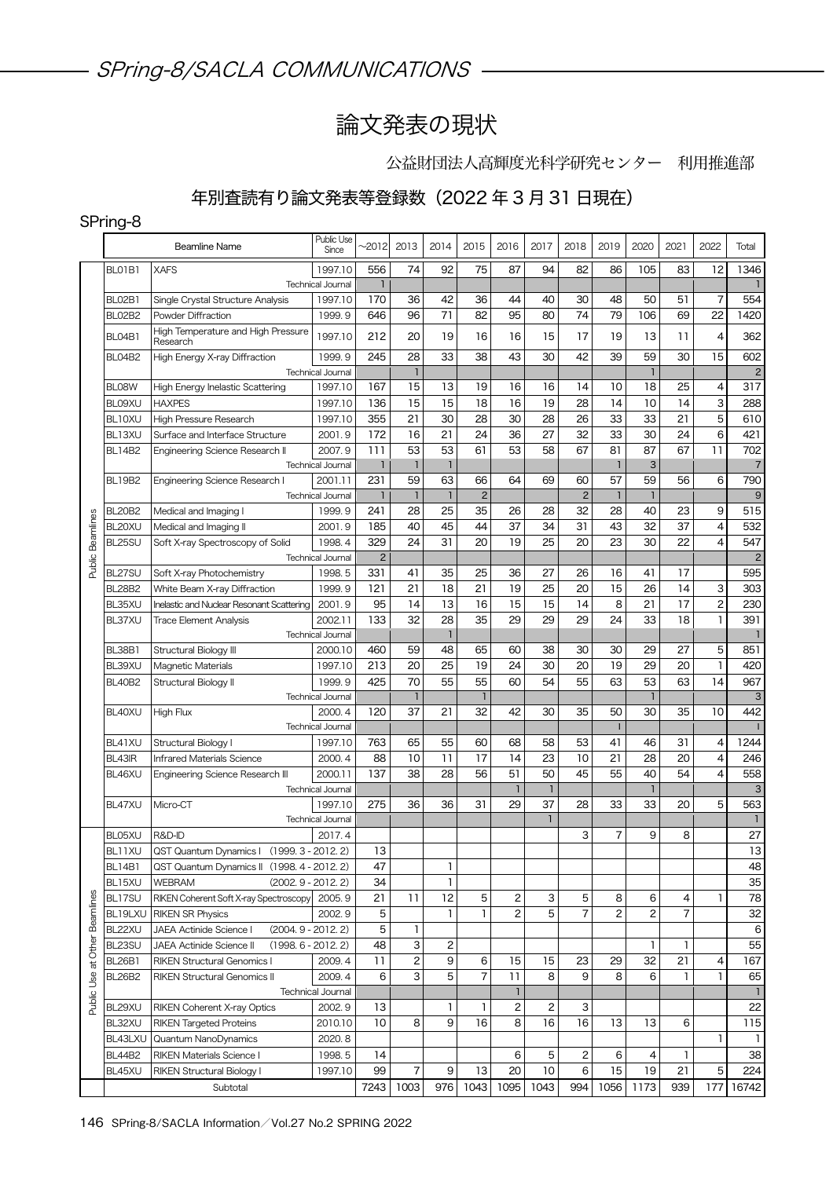# 論文発表の現状

公益財団法人高輝度光科学研究センター　利用推進部

## 年別査読有り論文発表等登録数（2022 年 3 月 31 日現在）

SPring-8

| | | Beamline Name | Public Use Since | ~2012 | 2013 | 2014 | 2015 | 2016 | 2017 | 2018 | 2019 | 2020 | 2021 | 2022 | Total |
|---|---|---|---|---|---|---|---|---|---|---|---|---|---|---|---|
| Public Beamlines | BL01B1 | XAFS | 1997.10 | 556 | 74 | 92 | 75 | 87 | 94 | 82 | 86 | 105 | 83 | 12 | 1346 |
| | | Technical Journal | | 1 | | | | | | | | | | | 1 |
| | BL02B1 | Single Crystal Structure Analysis | 1997.10 | 170 | 36 | 42 | 36 | 44 | 40 | 30 | 48 | 50 | 51 | 7 | 554 |
| | BL02B2 | Powder Diffraction | 1999.9 | 646 | 96 | 71 | 82 | 95 | 80 | 74 | 79 | 106 | 69 | 22 | 1420 |
| | BL04B1 | High Temperature and High Pressure Research | 1997.10 | 212 | 20 | 19 | 16 | 16 | 15 | 17 | 19 | 13 | 11 | 4 | 362 |
| | BL04B2 | High Energy X-ray Diffraction | 1999.9 | 245 | 28 | 33 | 38 | 43 | 30 | 42 | 39 | 59 | 30 | 15 | 602 |
| | | Technical Journal | | | 1 | | | | | | | 1 | | | 2 |
| | BL08W | High Energy Inelastic Scattering | 1997.10 | 167 | 15 | 13 | 19 | 16 | 16 | 14 | 10 | 18 | 25 | 4 | 317 |
| | BL09XU | HAXPES | 1997.10 | 136 | 15 | 15 | 18 | 16 | 19 | 28 | 14 | 10 | 14 | 3 | 288 |
| | BL10XU | High Pressure Research | 1997.10 | 355 | 21 | 30 | 28 | 30 | 28 | 26 | 33 | 33 | 21 | 5 | 610 |
| | BL13XU | Surface and Interface Structure | 2001.9 | 172 | 16 | 21 | 24 | 36 | 27 | 32 | 33 | 30 | 24 | 6 | 421 |
| | BL14B2 | Engineering Science Research II | 2007.9 | 111 | 53 | 53 | 61 | 53 | 58 | 67 | 81 | 87 | 67 | 11 | 702 |
| | | Technical Journal | | 1 | 1 | 1 | | | | | 1 | 3 | | | 7 |
| | BL19B2 | Engineering Science Research I | 2001.11 | 231 | 59 | 63 | 66 | 64 | 69 | 60 | 57 | 59 | 56 | 6 | 790 |
| | | Technical Journal | | 1 | 1 | 1 | 2 | | | 2 | 1 | 1 | | | 9 |
| | BL20B2 | Medical and Imaging I | 1999.9 | 241 | 28 | 25 | 35 | 26 | 28 | 32 | 28 | 40 | 23 | 9 | 515 |
| | BL20XU | Medical and Imaging II | 2001.9 | 185 | 40 | 45 | 44 | 37 | 34 | 31 | 43 | 32 | 37 | 4 | 532 |
| | BL25SU | Soft X-ray Spectroscopy of Solid | 1998.4 | 329 | 24 | 31 | 20 | 19 | 25 | 20 | 23 | 30 | 22 | 4 | 547 |
| | | Technical Journal | | 2 | | | | | | | | | | | 2 |
| | BL27SU | Soft X-ray Photochemistry | 1998.5 | 331 | 41 | 35 | 25 | 36 | 27 | 26 | 16 | 41 | 17 | | 595 |
| | BL28B2 | White Beam X-ray Diffraction | 1999.9 | 121 | 21 | 18 | 21 | 19 | 25 | 20 | 15 | 26 | 14 | 3 | 303 |
| | BL35XU | Inelastic and Nuclear Resonant Scattering | 2001.9 | 95 | 14 | 13 | 16 | 15 | 15 | 14 | 8 | 21 | 17 | 2 | 230 |
| | BL37XU | Trace Element Analysis | 2002.11 | 133 | 32 | 28 | 35 | 29 | 29 | 29 | 24 | 33 | 18 | 1 | 391 |
| | | Technical Journal | | | | 1 | | | | | | | | | 1 |
| | BL38B1 | Structural Biology III | 2000.10 | 460 | 59 | 48 | 65 | 60 | 38 | 30 | 30 | 29 | 27 | 5 | 851 |
| | BL39XU | Magnetic Materials | 1997.10 | 213 | 20 | 25 | 19 | 24 | 30 | 20 | 19 | 29 | 20 | 1 | 420 |
| | BL40B2 | Structural Biology II | 1999.9 | 425 | 70 | 55 | 55 | 60 | 54 | 55 | 63 | 53 | 63 | 14 | 967 |
| | | Technical Journal | | | 1 | | 1 | | | | | 1 | | | 3 |
| | BL40XU | High Flux | 2000.4 | 120 | 37 | 21 | 32 | 42 | 30 | 35 | 50 | 30 | 35 | 10 | 442 |
| | | Technical Journal | | | | | | | | | 1 | | | | 1 |
| | BL41XU | Structural Biology I | 1997.10 | 763 | 65 | 55 | 60 | 68 | 58 | 53 | 41 | 46 | 31 | 4 | 1244 |
| | BL43IR | Infrared Materials Science | 2000.4 | 88 | 10 | 11 | 17 | 14 | 23 | 10 | 21 | 28 | 20 | 4 | 246 |
| | BL46XU | Engineering Science Research III | 2000.11 | 137 | 38 | 28 | 56 | 51 | 50 | 45 | 55 | 40 | 54 | 4 | 558 |
| | | Technical Journal | | | | | | 1 | 1 | | | 1 | | | 3 |
| | BL47XU | Micro-CT | 1997.10 | 275 | 36 | 36 | 31 | 29 | 37 | 28 | 33 | 33 | 20 | 5 | 563 |
| | | Technical Journal | | | | | | | 1 | | | | | | 1 |
| Public Use at Other Beamlines | BL05XU | R&D-ID | 2017.4 | | | | | | | 3 | 7 | 9 | 8 | | 27 |
| | BL11XU | QST Quantum Dynamics I (1999.3 - 2012.2) | | 13 | | | | | | | | | | | 13 |
| | BL14B1 | QST Quantum Dynamics II (1998.4 - 2012.2) | | 47 | | 1 | | | | | | | | | 48 |
| | BL15XU | WEBRAM (2002.9 - 2012.2) | | 34 | | 1 | | | | | | | | | 35 |
| | BL17SU | RIKEN Coherent Soft X-ray Spectroscopy | 2005.9 | 21 | 11 | 12 | 5 | 2 | 3 | 5 | 8 | 6 | 4 | 1 | 78 |
| | BL19LXU | RIKEN SR Physics | 2002.9 | 5 | | 1 | 1 | 2 | 5 | 7 | 2 | 2 | 7 | | 32 |
| | BL22XU | JAEA Actinide Science I (2004.9 - 2012.2) | | 5 | 1 | | | | | | | | | | 6 |
| | BL23SU | JAEA Actinide Science II (1998.6 - 2012.2) | | 48 | 3 | 2 | | | | | | 1 | 1 | | 55 |
| | BL26B1 | RIKEN Structural Genomics I | 2009.4 | 11 | 2 | 9 | 6 | 15 | 15 | 23 | 29 | 32 | 21 | 4 | 167 |
| | BL26B2 | RIKEN Structural Genomics II | 2009.4 | 6 | 3 | 5 | 7 | 11 | 8 | 9 | 8 | 6 | 1 | 1 | 65 |
| | | Technical Journal | | | | | | 1 | | | | | | | 1 |
| | BL29XU | RIKEN Coherent X-ray Optics | 2002.9 | 13 | | 1 | 1 | 2 | 2 | 3 | | | | | 22 |
| | BL32XU | RIKEN Targeted Proteins | 2010.10 | 10 | 8 | 9 | 16 | 8 | 16 | 16 | 13 | 13 | 6 | | 115 |
| | BL43LXU | Quantum NanoDynamics | 2020.8 | | | | | | | | | | | 1 | 1 |
| | BL44B2 | RIKEN Materials Science I | 1998.5 | 14 | | | | 6 | 5 | 2 | 6 | 4 | 1 | | 38 |
| | BL45XU | RIKEN Structural Biology I | 1997.10 | 99 | 7 | 9 | 13 | 20 | 10 | 6 | 15 | 19 | 21 | 5 | 224 |
| | | Subtotal | | 7243 | 1003 | 976 | 1043 | 1095 | 1043 | 994 | 1056 | 1173 | 939 | 177 | 16742 |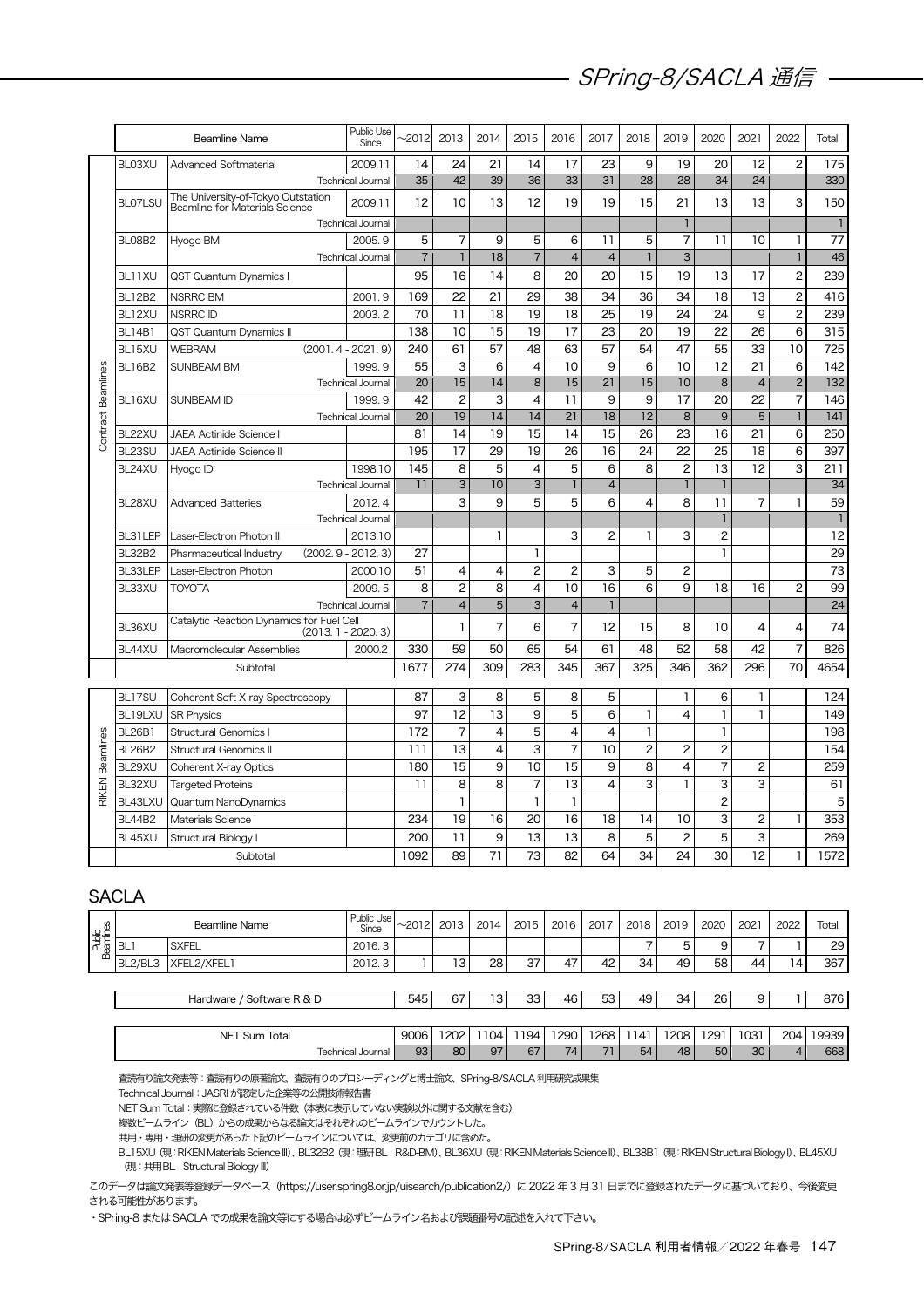| | | Beamline Name | Public Use Since | ~2012 | 2013 | 2014 | 2015 | 2016 | 2017 | 2018 | 2019 | 2020 | 2021 | 2022 | Total |
|---|---|---|---|---|---|---|---|---|---|---|---|---|---|---|---|
| Contract Beamlines | BL03XU | Advanced Softmaterial | 2009.11 | 14 | 24 | 21 | 14 | 17 | 23 | 9 | 19 | 20 | 12 | 2 | 175 |
| | | | Technical Journal | 35 | 42 | 39 | 36 | 33 | 31 | 28 | 28 | 34 | 24 | | 330 |
| | BL07LSU | The University-of-Tokyo Outstation Beamline for Materials Science | 2009.11 | 12 | 10 | 13 | 12 | 19 | 19 | 15 | 21 | 13 | 13 | 3 | 150 |
| | | | Technical Journal | | | | | | | | 1 | | | | 1 |
| | BL08B2 | Hyogo BM | 2005. 9 | 5 | 7 | 9 | 5 | 6 | 11 | 5 | 7 | 11 | 10 | 1 | 77 |
| | | | Technical Journal | 7 | 1 | 18 | 7 | 4 | 4 | 1 | 3 | | | 1 | 46 |
| | BL11XU | QST Quantum Dynamics I | | 95 | 16 | 14 | 8 | 20 | 20 | 15 | 19 | 13 | 17 | 2 | 239 |
| | BL12B2 | NSRRC BM | 2001. 9 | 169 | 22 | 21 | 29 | 38 | 34 | 36 | 34 | 18 | 13 | 2 | 416 |
| | BL12XU | NSRRC ID | 2003. 2 | 70 | 11 | 18 | 19 | 18 | 25 | 19 | 24 | 24 | 9 | 2 | 239 |
| | BL14B1 | QST Quantum Dynamics II | | 138 | 10 | 15 | 19 | 17 | 23 | 20 | 19 | 22 | 26 | 6 | 315 |
| | BL15XU | WEBRAM | (2001. 4 - 2021. 9) | 240 | 61 | 57 | 48 | 63 | 57 | 54 | 47 | 55 | 33 | 10 | 725 |
| | BL16B2 | SUNBEAM BM | 1999. 9 | 55 | 3 | 6 | 4 | 10 | 9 | 6 | 10 | 12 | 21 | 6 | 142 |
| | | | Technical Journal | 20 | 15 | 14 | 8 | 15 | 21 | 15 | 10 | 8 | 4 | 2 | 132 |
| | BL16XU | SUNBEAM ID | 1999. 9 | 42 | 2 | 3 | 4 | 11 | 9 | 9 | 17 | 20 | 22 | 7 | 146 |
| | | | Technical Journal | 20 | 19 | 14 | 14 | 21 | 18 | 12 | 8 | 9 | 5 | 1 | 141 |
| | BL22XU | JAEA Actinide Science I | | 81 | 14 | 19 | 15 | 14 | 15 | 26 | 23 | 16 | 21 | 6 | 250 |
| | BL23SU | JAEA Actinide Science II | | 195 | 17 | 29 | 19 | 26 | 16 | 24 | 22 | 25 | 18 | 6 | 397 |
| | BL24XU | Hyogo ID | 1998.10 | 145 | 8 | 5 | 4 | 5 | 6 | 8 | 2 | 13 | 12 | 3 | 211 |
| | | | Technical Journal | 11 | 3 | 10 | 3 | 1 | 4 | | 1 | 1 | | | 34 |
| | BL28XU | Advanced Batteries | 2012. 4 | | 3 | 9 | 5 | 5 | 6 | 4 | 8 | 11 | 7 | 1 | 59 |
| | | | Technical Journal | | | | | | | | | 1 | | | 1 |
| | BL31LEP | Laser-Electron Photon II | 2013.10 | | | 1 | | 3 | 2 | 1 | 3 | 2 | | | 12 |
| | BL32B2 | Pharmaceutical Industry | (2002. 9 - 2012. 3) | 27 | | | 1 | | | | | 1 | | | 29 |
| | BL33LEP | Laser-Electron Photon | 2000.10 | 51 | 4 | 4 | 2 | 2 | 3 | 5 | 2 | | | | 73 |
| | BL33XU | TOYOTA | 2009. 5 | 8 | 2 | 8 | 4 | 10 | 16 | 6 | 9 | 18 | 16 | 2 | 99 |
| | | | Technical Journal | 7 | 4 | 5 | 3 | 4 | 1 | | | | | | 24 |
| | BL36XU | Catalytic Reaction Dynamics for Fuel Cell | (2013. 1 - 2020. 3) | | 1 | 7 | 6 | 7 | 12 | 15 | 8 | 10 | 4 | 4 | 74 |
| | BL44XU | Macromolecular Assemblies | 2000.2 | 330 | 59 | 50 | 65 | 54 | 61 | 48 | 52 | 58 | 42 | 7 | 826 |
| | | Subtotal | | 1677 | 274 | 309 | 283 | 345 | 367 | 325 | 346 | 362 | 296 | 70 | 4654 |
| RIKEN Beamlines | BL17SU | Coherent Soft X-ray Spectroscopy | | 87 | 3 | 8 | 5 | 8 | 5 | | 1 | 6 | 1 | | 124 |
| | BL19LXU | SR Physics | | 97 | 12 | 13 | 9 | 5 | 6 | 1 | 4 | 1 | 1 | | 149 |
| | BL26B1 | Structural Genomics I | | 172 | 7 | 4 | 5 | 4 | 4 | 1 | | 1 | | | 198 |
| | BL26B2 | Structural Genomics II | | 111 | 13 | 4 | 3 | 7 | 10 | 2 | 2 | 2 | | | 154 |
| | BL29XU | Coherent X-ray Optics | | 180 | 15 | 9 | 10 | 15 | 9 | 8 | 4 | 7 | 2 | | 259 |
| | BL32XU | Targeted Proteins | | 11 | 8 | 8 | 7 | 13 | 4 | 3 | 1 | 3 | 3 | | 61 |
| | BL43LXU | Quantum NanoDynamics | | | 1 | | 1 | 1 | | | | 2 | | | 5 |
| | BL44B2 | Materials Science I | | 234 | 19 | 16 | 20 | 16 | 18 | 14 | 10 | 3 | 2 | 1 | 353 |
| | BL45XU | Structural Biology I | | 200 | 11 | 9 | 13 | 13 | 8 | 5 | 2 | 5 | 3 | | 269 |
| | | Subtotal | | 1092 | 89 | 71 | 73 | 82 | 64 | 34 | 24 | 30 | 12 | 1 | 1572 |

## SACLA

| | | Beamline Name | Public Use Since | ~2012 | 2013 | 2014 | 2015 | 2016 | 2017 | 2018 | 2019 | 2020 | 2021 | 2022 | Total |
|---|---|---|---|---|---|---|---|---|---|---|---|---|---|---|---|
| Public Beamlines | BL1 | SXFEL | 2016. 3 | | | | | | | 7 | 5 | 9 | 7 | 1 | 29 |
| | BL2/BL3 | XFEL2/XFEL1 | 2012. 3 | 1 | 13 | 28 | 37 | 47 | 42 | 34 | 49 | 58 | 44 | 14 | 367 |

| | | | | | | | | | | | | |
|---|---|---|---|---|---|---|---|---|---|---|---|---|
| Hardware / Software R & D | 545 | 67 | 13 | 33 | 46 | 53 | 49 | 34 | 26 | 9 | 1 | 876 |
| NET Sum Total | 9006 | 1202 | 1104 | 1194 | 1290 | 1268 | 1141 | 1208 | 1291 | 1031 | 204 | 19939 |
| Technical Journal | 93 | 80 | 97 | 67 | 74 | 71 | 54 | 48 | 50 | 30 | 4 | 668 |

査読有り論文発表等：査読有りの原著論文、査読有りのプロシーディングと博士論文、SPring-8/SACLA 利用研究成果集

Technical Journal：JASRI が認定した企業等の公開技術報告書

NET Sum Total：実際に登録されている件数（本表に表示していない実験以外に関する文献を含む）

複数ビームライン（BL）からの成果からなる論文はそれぞれのビームラインでカウントした。

共用・専用・理研の変更があった下記のビームラインについては、変更前のカテゴリに含めた。

BL15XU（現：RIKEN Materials Science III）、BL32B2（現：理研BL　R&D-BM）、BL36XU（現：RIKEN Materials Science II）、BL38B1（現：RIKEN Structural Biology I）、BL45XU（現：共用BL　Structural Biology III）

このデータは論文発表等登録データベース（https://user.spring8.or.jp/uisearch/publication2/）に 2022 年 3 月 31 日までに登録されたデータに基づいており、今後変更される可能性があります。

・SPring-8 または SACLA での成果を論文等にする場合は必ずビームライン名および課題番号の記述を入れて下さい。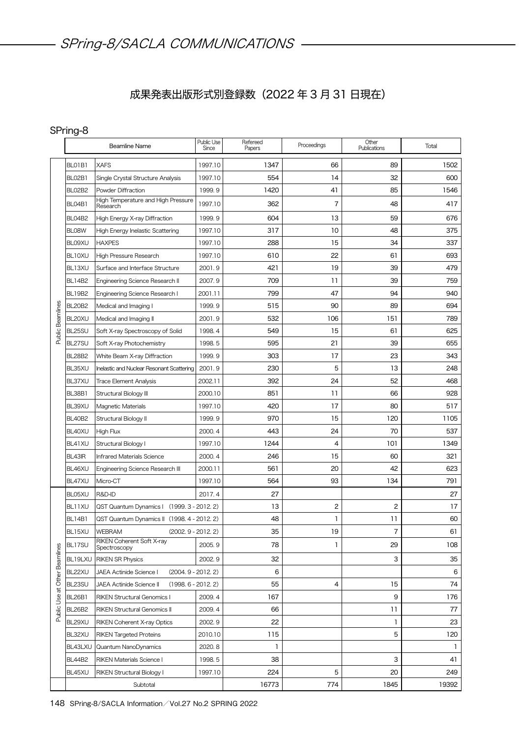# 成果発表出版形式別登録数（2022 年 3 月 31 日現在）

## SPring-8

| | Beamline Name | | Public Use Since | Refereed Papers | Proceedings | Other Publications | Total |
|---|---|---|---|---|---|---|---|
| Public Beamlines | BL01B1 | XAFS | 1997.10 | 1347 | 66 | 89 | 1502 |
| | BL02B1 | Single Crystal Structure Analysis | 1997.10 | 554 | 14 | 32 | 600 |
| | BL02B2 | Powder Diffraction | 1999. 9 | 1420 | 41 | 85 | 1546 |
| | BL04B1 | High Temperature and High Pressure Research | 1997.10 | 362 | 7 | 48 | 417 |
| | BL04B2 | High Energy X-ray Diffraction | 1999. 9 | 604 | 13 | 59 | 676 |
| | BL08W | High Energy Inelastic Scattering | 1997.10 | 317 | 10 | 48 | 375 |
| | BL09XU | HAXPES | 1997.10 | 288 | 15 | 34 | 337 |
| | BL10XU | High Pressure Research | 1997.10 | 610 | 22 | 61 | 693 |
| | BL13XU | Surface and Interface Structure | 2001. 9 | 421 | 19 | 39 | 479 |
| | BL14B2 | Engineering Science Research II | 2007. 9 | 709 | 11 | 39 | 759 |
| | BL19B2 | Engineering Science Research I | 2001.11 | 799 | 47 | 94 | 940 |
| | BL20B2 | Medical and Imaging I | 1999. 9 | 515 | 90 | 89 | 694 |
| | BL20XU | Medical and Imaging II | 2001. 9 | 532 | 106 | 151 | 789 |
| | BL25SU | Soft X-ray Spectroscopy of Solid | 1998. 4 | 549 | 15 | 61 | 625 |
| | BL27SU | Soft X-ray Photochemistry | 1998. 5 | 595 | 21 | 39 | 655 |
| | BL28B2 | White Beam X-ray Diffraction | 1999. 9 | 303 | 17 | 23 | 343 |
| | BL35XU | Inelastic and Nuclear Resonant Scattering | 2001. 9 | 230 | 5 | 13 | 248 |
| | BL37XU | Trace Element Analysis | 2002.11 | 392 | 24 | 52 | 468 |
| | BL38B1 | Structural Biology III | 2000.10 | 851 | 11 | 66 | 928 |
| | BL39XU | Magnetic Materials | 1997.10 | 420 | 17 | 80 | 517 |
| | BL40B2 | Structural Biology II | 1999. 9 | 970 | 15 | 120 | 1105 |
| | BL40XU | High Flux | 2000. 4 | 443 | 24 | 70 | 537 |
| | BL41XU | Structural Biology I | 1997.10 | 1244 | 4 | 101 | 1349 |
| | BL43IR | Infrared Materials Science | 2000. 4 | 246 | 15 | 60 | 321 |
| | BL46XU | Engineering Science Research III | 2000.11 | 561 | 20 | 42 | 623 |
| | BL47XU | Micro-CT | 1997.10 | 564 | 93 | 134 | 791 |
| Public Use at Other Beamlines | BL05XU | R&D-ID | 2017. 4 | 27 | | | 27 |
| | BL11XU | QST Quantum Dynamics I | (1999. 3 - 2012. 2) | 13 | 2 | 2 | 17 |
| | BL14B1 | QST Quantum Dynamics II | (1998. 4 - 2012. 2) | 48 | 1 | 11 | 60 |
| | BL15XU | WEBRAM | (2002. 9 - 2012. 2) | 35 | 19 | 7 | 61 |
| | BL17SU | RIKEN Coherent Soft X-ray Spectroscopy | 2005. 9 | 78 | 1 | 29 | 108 |
| | BL19LXU | RIKEN SR Physics | 2002. 9 | 32 | | 3 | 35 |
| | BL22XU | JAEA Actinide Science I | (2004. 9 - 2012. 2) | 6 | | | 6 |
| | BL23SU | JAEA Actinide Science II | (1998. 6 - 2012. 2) | 55 | 4 | 15 | 74 |
| | BL26B1 | RIKEN Structural Genomics I | 2009. 4 | 167 | | 9 | 176 |
| | BL26B2 | RIKEN Structural Genomics II | 2009. 4 | 66 | | 11 | 77 |
| | BL29XU | RIKEN Coherent X-ray Optics | 2002. 9 | 22 | | 1 | 23 |
| | BL32XU | RIKEN Targeted Proteins | 2010.10 | 115 | | 5 | 120 |
| | BL43LXU | Quantum NanoDynamics | 2020. 8 | 1 | | | 1 |
| | BL44B2 | RIKEN Materials Science I | 1998. 5 | 38 | | 3 | 41 |
| | BL45XU | RIKEN Structural Biology I | 1997.10 | 224 | 5 | 20 | 249 |
| | Subtotal | | | 16773 | 774 | 1845 | 19392 |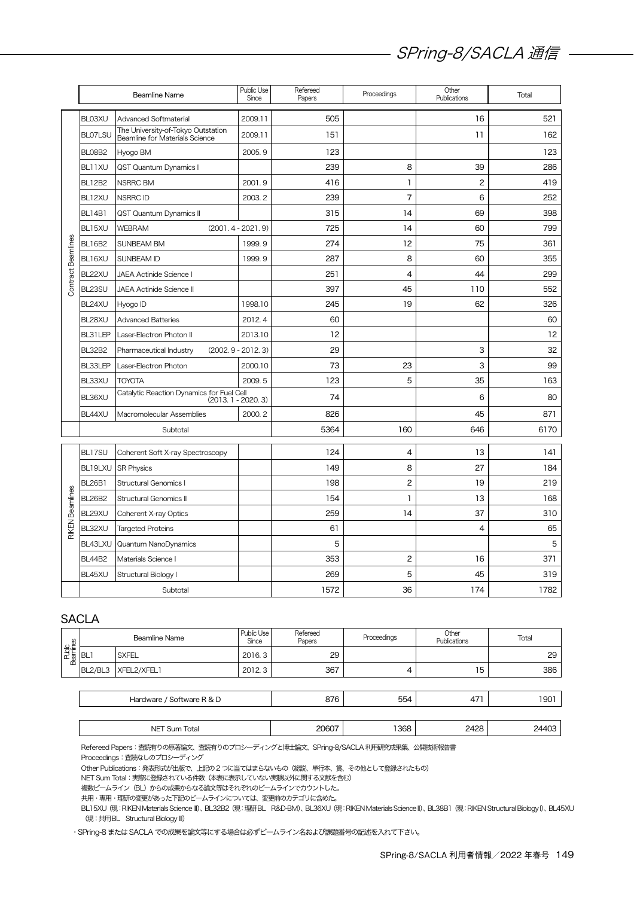| | | Beamline Name | Public Use Since | Refereed Papers | Proceedings | Other Publications | Total |
|---|---|---|---|---|---|---|---|
| Contract Beamlines | BL03XU | Advanced Softmaterial | 2009.11 | 505 | | 16 | 521 |
| | BL07LSU | The University-of-Tokyo Outstation Beamline for Materials Science | 2009.11 | 151 | | 11 | 162 |
| | BL08B2 | Hyogo BM | 2005. 9 | 123 | | | 123 |
| | BL11XU | QST Quantum Dynamics I | | 239 | 8 | 39 | 286 |
| | BL12B2 | NSRRC BM | 2001. 9 | 416 | 1 | 2 | 419 |
| | BL12XU | NSRRC ID | 2003. 2 | 239 | 7 | 6 | 252 |
| | BL14B1 | QST Quantum Dynamics II | | 315 | 14 | 69 | 398 |
| | BL15XU | WEBRAM | (2001. 4 - 2021. 9) | 725 | 14 | 60 | 799 |
| | BL16B2 | SUNBEAM BM | 1999. 9 | 274 | 12 | 75 | 361 |
| | BL16XU | SUNBEAM ID | 1999. 9 | 287 | 8 | 60 | 355 |
| | BL22XU | JAEA Actinide Science I | | 251 | 4 | 44 | 299 |
| | BL23SU | JAEA Actinide Science II | | 397 | 45 | 110 | 552 |
| | BL24XU | Hyogo ID | 1998.10 | 245 | 19 | 62 | 326 |
| | BL28XU | Advanced Batteries | 2012. 4 | 60 | | | 60 |
| | BL31LEP | Laser-Electron Photon II | 2013.10 | 12 | | | 12 |
| | BL32B2 | Pharmaceutical Industry | (2002. 9 - 2012. 3) | 29 | | 3 | 32 |
| | BL33LEP | Laser-Electron Photon | 2000.10 | 73 | 23 | 3 | 99 |
| | BL33XU | TOYOTA | 2009. 5 | 123 | 5 | 35 | 163 |
| | BL36XU | Catalytic Reaction Dynamics for Fuel Cell | (2013. 1 - 2020. 3) | 74 | | 6 | 80 |
| | BL44XU | Macromolecular Assemblies | 2000. 2 | 826 | | 45 | 871 |
| | | Subtotal | | 5364 | 160 | 646 | 6170 |
| RIKEN Beamlines | BL17SU | Coherent Soft X-ray Spectroscopy | | 124 | 4 | 13 | 141 |
| | BL19LXU | SR Physics | | 149 | 8 | 27 | 184 |
| | BL26B1 | Structural Genomics I | | 198 | 2 | 19 | 219 |
| | BL26B2 | Structural Genomics II | | 154 | 1 | 13 | 168 |
| | BL29XU | Coherent X-ray Optics | | 259 | 14 | 37 | 310 |
| | BL32XU | Targeted Proteins | | 61 | | 4 | 65 |
| | BL43LXU | Quantum NanoDynamics | | 5 | | | 5 |
| | BL44B2 | Materials Science I | | 353 | 2 | 16 | 371 |
| | BL45XU | Structural Biology I | | 269 | 5 | 45 | 319 |
| | | Subtotal | | 1572 | 36 | 174 | 1782 |

## SACLA

| | | Beamline Name | Public Use Since | Refereed Papers | Proceedings | Other Publications | Total |
|---|---|---|---|---|---|---|---|
| Public Beamlines | BL1 | SXFEL | 2016. 3 | 29 | | | 29 |
| | BL2/BL3 | XFEL2/XFEL1 | 2012. 3 | 367 | 4 | 15 | 386 |

| | Refereed Papers | Proceedings | Other Publications | Total |
|---|---|---|---|---|
| Hardware / Software R & D | 876 | 554 | 471 | 1901 |
| NET Sum Total | 20607 | 1368 | 2428 | 24403 |

Refereed Papers：査読有りの原著論文、査読有りのプロシーディングと博士論文、SPring-8/SACLA 利用研究成果集、公開技術報告書

Proceedings：査読なしのプロシーディング

Other Publications：発表形式が出版で、上記の 2 つに当てはまらないもの（総説、単行本、賞、その他として登録されたもの）

NET Sum Total：実際に登録されている件数（本表に表示していない実験以外に関する文献を含む）

複数ビームライン（BL）からの成果からなる論文等はそれぞれのビームラインでカウントした。

共用・専用・理研の変更があった下記のビームラインについては、変更前のカテゴリに含めた。

BL15XU（現：RIKEN Materials Science III）、BL32B2（現：理研BL　R&D-BM）、BL36XU（現：RIKEN Materials Science II）、BL38B1（現：RIKEN Structural Biology I）、BL45XU（現：共用BL　Structural Biology III）

・SPring-8 または SACLA での成果を論文等にする場合は必ずビームライン名および課題番号の記述を入れて下さい。